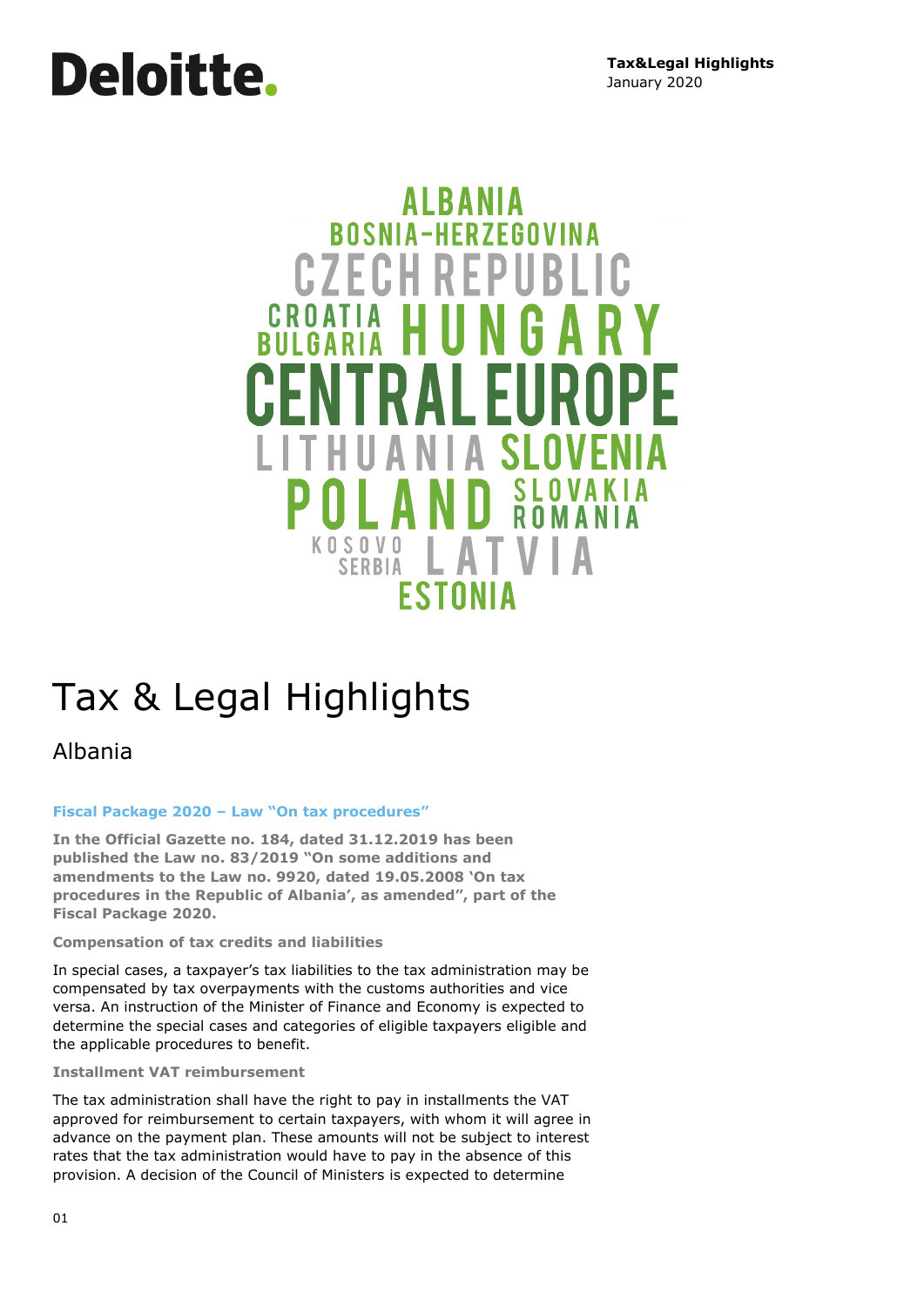Deloitte.

**Tax&Legal Highlights**
January 2020

ALBANIA
BOSNIA-HERZEGOVINA
CZECH REPUBLIC
CROATIA
BULGARIA
HUNGARY
CENTRAL EUROPE
LITHUANIA SLOVENIA
POLAND SLOVAKIA
ROMANIA
KOSOVO
SERBIA
LATVIA
ESTONIA

# Tax & Legal Highlights

## Albania

### Fiscal Package 2020 – Law "On tax procedures"

**In the Official Gazette no. 184, dated 31.12.2019 has been published the Law no. 83/2019 "On some additions and amendments to the Law no. 9920, dated 19.05.2008 'On tax procedures in the Republic of Albania', as amended", part of the Fiscal Package 2020.**

**Compensation of tax credits and liabilities**

In special cases, a taxpayer's tax liabilities to the tax administration may be compensated by tax overpayments with the customs authorities and vice versa. An instruction of the Minister of Finance and Economy is expected to determine the special cases and categories of eligible taxpayers eligible and the applicable procedures to benefit.

**Installment VAT reimbursement**

The tax administration shall have the right to pay in installments the VAT approved for reimbursement to certain taxpayers, with whom it will agree in advance on the payment plan. These amounts will not be subject to interest rates that the tax administration would have to pay in the absence of this provision. A decision of the Council of Ministers is expected to determine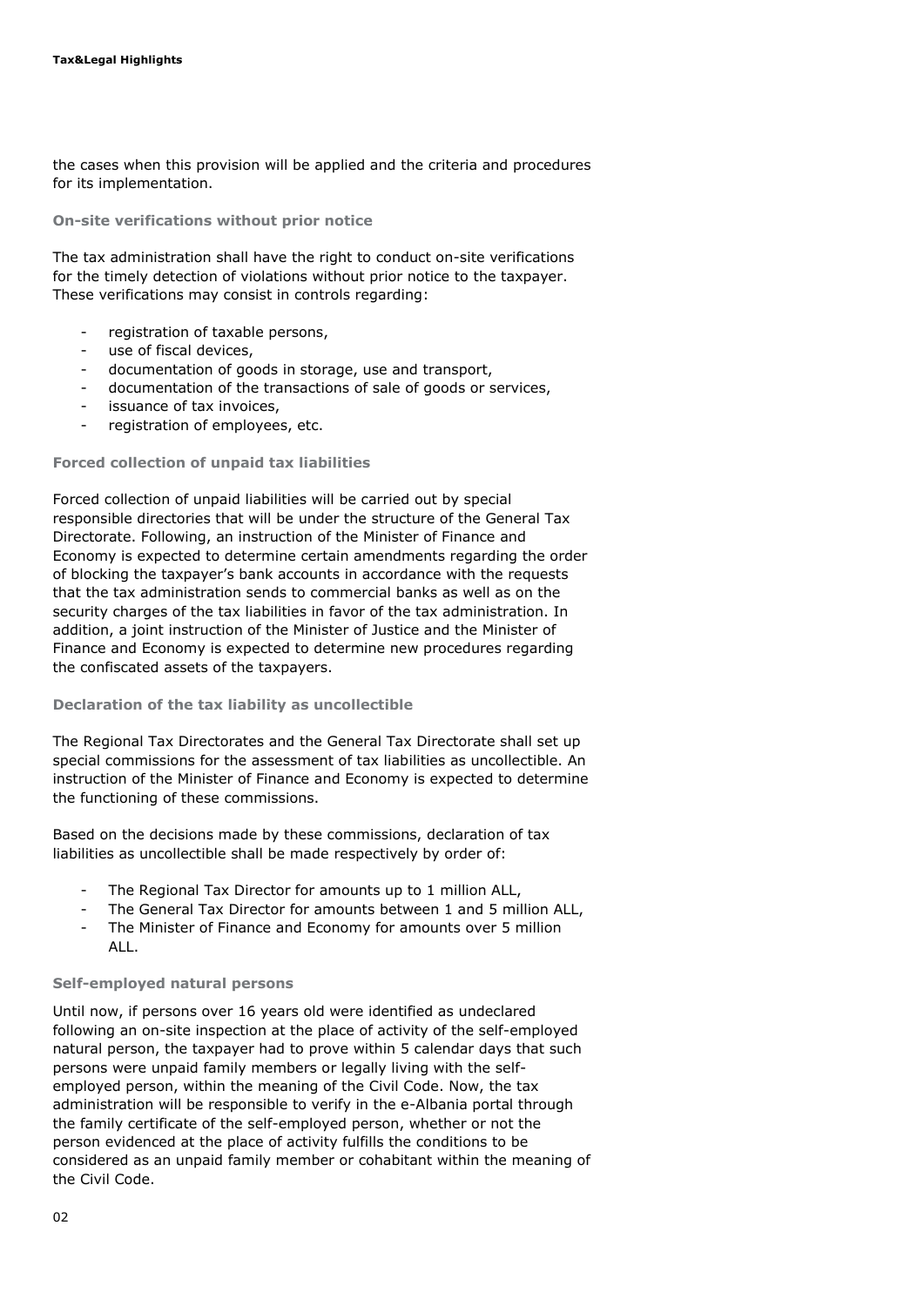the cases when this provision will be applied and the criteria and procedures for its implementation.

### On-site verifications without prior notice

The tax administration shall have the right to conduct on-site verifications for the timely detection of violations without prior notice to the taxpayer. These verifications may consist in controls regarding:

- registration of taxable persons,
- use of fiscal devices,
- documentation of goods in storage, use and transport,
- documentation of the transactions of sale of goods or services,
- issuance of tax invoices,
- registration of employees, etc.

### Forced collection of unpaid tax liabilities

Forced collection of unpaid liabilities will be carried out by special responsible directories that will be under the structure of the General Tax Directorate. Following, an instruction of the Minister of Finance and Economy is expected to determine certain amendments regarding the order of blocking the taxpayer's bank accounts in accordance with the requests that the tax administration sends to commercial banks as well as on the security charges of the tax liabilities in favor of the tax administration. In addition, a joint instruction of the Minister of Justice and the Minister of Finance and Economy is expected to determine new procedures regarding the confiscated assets of the taxpayers.

### Declaration of the tax liability as uncollectible

The Regional Tax Directorates and the General Tax Directorate shall set up special commissions for the assessment of tax liabilities as uncollectible. An instruction of the Minister of Finance and Economy is expected to determine the functioning of these commissions.

Based on the decisions made by these commissions, declaration of tax liabilities as uncollectible shall be made respectively by order of:

- The Regional Tax Director for amounts up to 1 million ALL,
- The General Tax Director for amounts between 1 and 5 million ALL,
- The Minister of Finance and Economy for amounts over 5 million ALL.

### Self-employed natural persons

Until now, if persons over 16 years old were identified as undeclared following an on-site inspection at the place of activity of the self-employed natural person, the taxpayer had to prove within 5 calendar days that such persons were unpaid family members or legally living with the self-employed person, within the meaning of the Civil Code. Now, the tax administration will be responsible to verify in the e-Albania portal through the family certificate of the self-employed person, whether or not the person evidenced at the place of activity fulfills the conditions to be considered as an unpaid family member or cohabitant within the meaning of the Civil Code.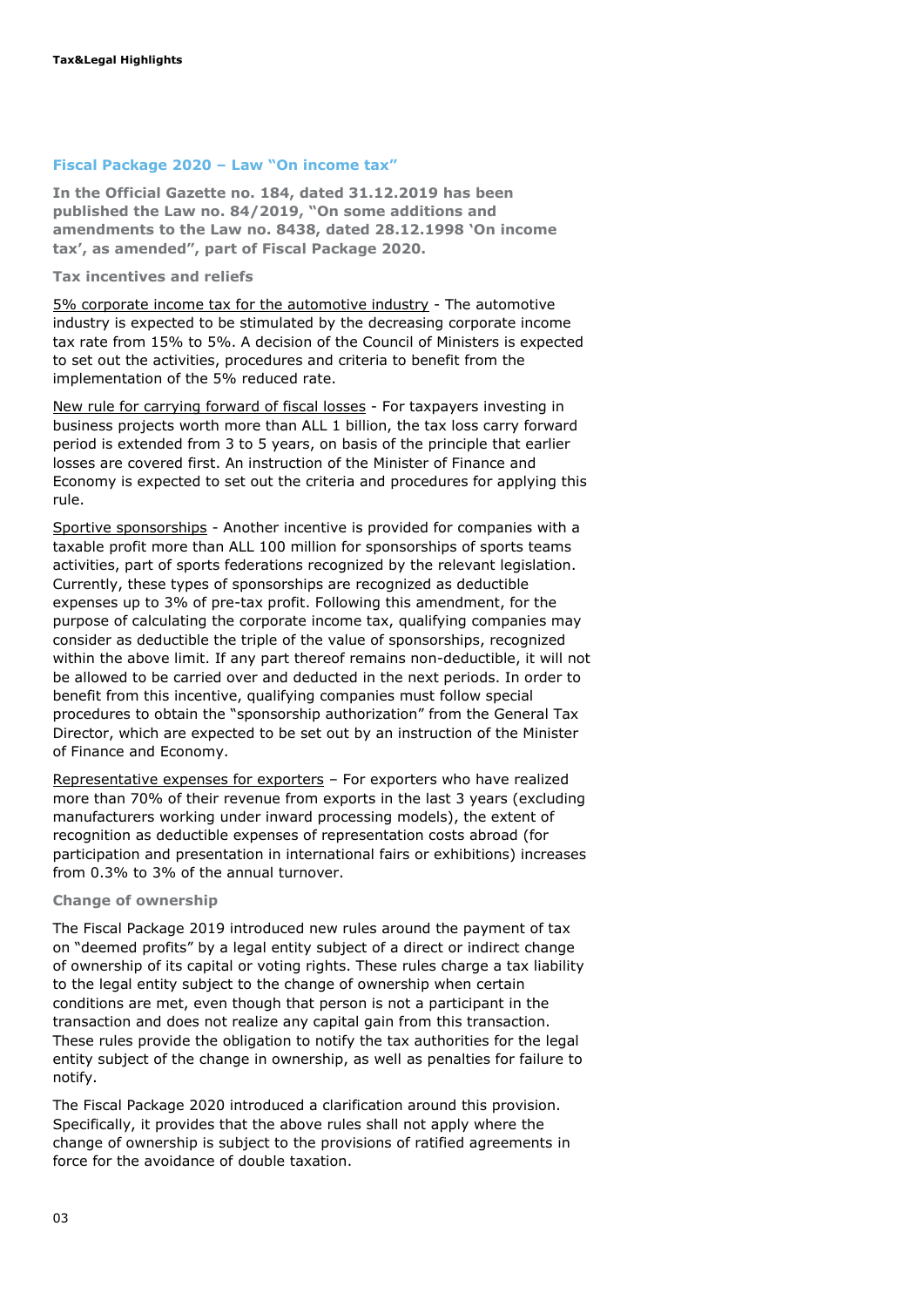## Fiscal Package 2020 – Law "On income tax"

**In the Official Gazette no. 184, dated 31.12.2019 has been published the Law no. 84/2019, "On some additions and amendments to the Law no. 8438, dated 28.12.1998 'On income tax', as amended", part of Fiscal Package 2020.**

### Tax incentives and reliefs

5% corporate income tax for the automotive industry - The automotive industry is expected to be stimulated by the decreasing corporate income tax rate from 15% to 5%. A decision of the Council of Ministers is expected to set out the activities, procedures and criteria to benefit from the implementation of the 5% reduced rate.

New rule for carrying forward of fiscal losses - For taxpayers investing in business projects worth more than ALL 1 billion, the tax loss carry forward period is extended from 3 to 5 years, on basis of the principle that earlier losses are covered first. An instruction of the Minister of Finance and Economy is expected to set out the criteria and procedures for applying this rule.

Sportive sponsorships - Another incentive is provided for companies with a taxable profit more than ALL 100 million for sponsorships of sports teams activities, part of sports federations recognized by the relevant legislation. Currently, these types of sponsorships are recognized as deductible expenses up to 3% of pre-tax profit. Following this amendment, for the purpose of calculating the corporate income tax, qualifying companies may consider as deductible the triple of the value of sponsorships, recognized within the above limit. If any part thereof remains non-deductible, it will not be allowed to be carried over and deducted in the next periods. In order to benefit from this incentive, qualifying companies must follow special procedures to obtain the "sponsorship authorization" from the General Tax Director, which are expected to be set out by an instruction of the Minister of Finance and Economy.

Representative expenses for exporters – For exporters who have realized more than 70% of their revenue from exports in the last 3 years (excluding manufacturers working under inward processing models), the extent of recognition as deductible expenses of representation costs abroad (for participation and presentation in international fairs or exhibitions) increases from 0.3% to 3% of the annual turnover.

### Change of ownership

The Fiscal Package 2019 introduced new rules around the payment of tax on "deemed profits" by a legal entity subject of a direct or indirect change of ownership of its capital or voting rights. These rules charge a tax liability to the legal entity subject to the change of ownership when certain conditions are met, even though that person is not a participant in the transaction and does not realize any capital gain from this transaction. These rules provide the obligation to notify the tax authorities for the legal entity subject of the change in ownership, as well as penalties for failure to notify.

The Fiscal Package 2020 introduced a clarification around this provision. Specifically, it provides that the above rules shall not apply where the change of ownership is subject to the provisions of ratified agreements in force for the avoidance of double taxation.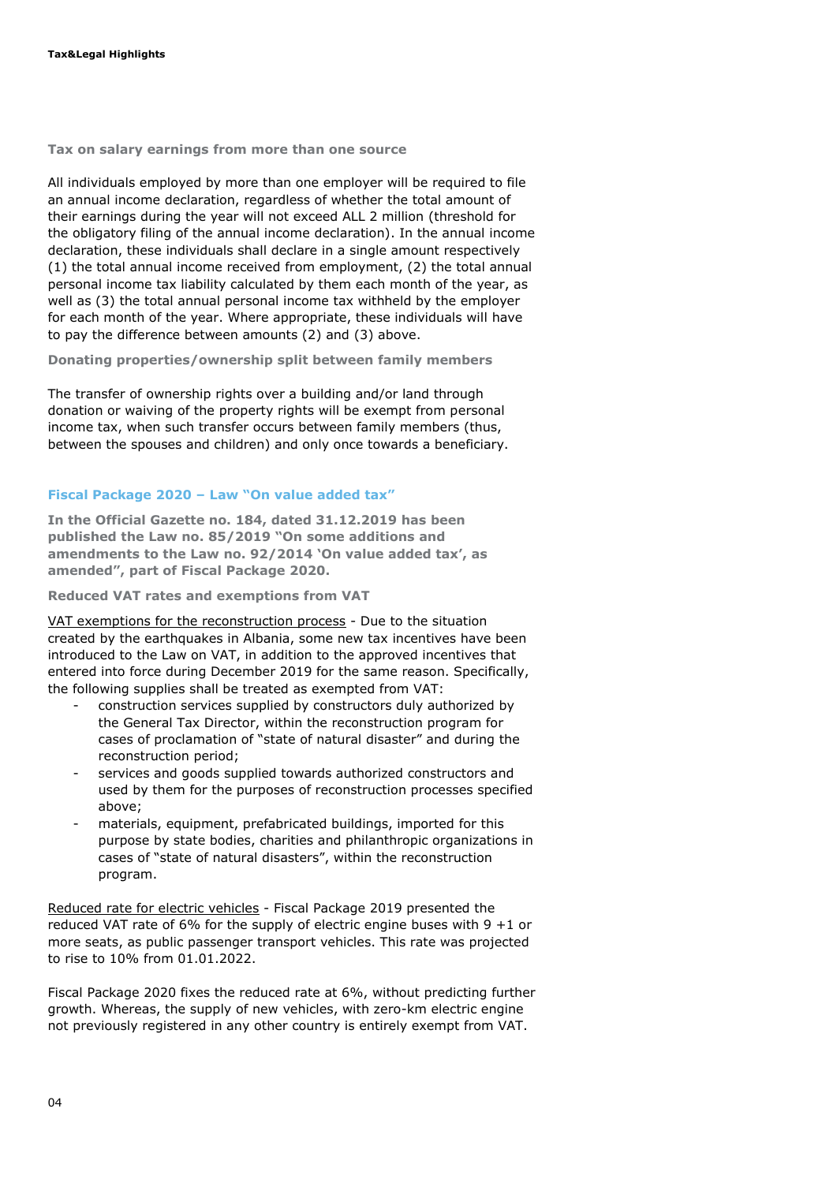### Tax on salary earnings from more than one source

All individuals employed by more than one employer will be required to file an annual income declaration, regardless of whether the total amount of their earnings during the year will not exceed ALL 2 million (threshold for the obligatory filing of the annual income declaration). In the annual income declaration, these individuals shall declare in a single amount respectively (1) the total annual income received from employment, (2) the total annual personal income tax liability calculated by them each month of the year, as well as (3) the total annual personal income tax withheld by the employer for each month of the year. Where appropriate, these individuals will have to pay the difference between amounts (2) and (3) above.

### Donating properties/ownership split between family members

The transfer of ownership rights over a building and/or land through donation or waiving of the property rights will be exempt from personal income tax, when such transfer occurs between family members (thus, between the spouses and children) and only once towards a beneficiary.

## Fiscal Package 2020 – Law "On value added tax"

**In the Official Gazette no. 184, dated 31.12.2019 has been published the Law no. 85/2019 "On some additions and amendments to the Law no. 92/2014 'On value added tax', as amended", part of Fiscal Package 2020.**

### Reduced VAT rates and exemptions from VAT

VAT exemptions for the reconstruction process - Due to the situation created by the earthquakes in Albania, some new tax incentives have been introduced to the Law on VAT, in addition to the approved incentives that entered into force during December 2019 for the same reason. Specifically, the following supplies shall be treated as exempted from VAT:

- construction services supplied by constructors duly authorized by the General Tax Director, within the reconstruction program for cases of proclamation of "state of natural disaster" and during the reconstruction period;
- services and goods supplied towards authorized constructors and used by them for the purposes of reconstruction processes specified above;
- materials, equipment, prefabricated buildings, imported for this purpose by state bodies, charities and philanthropic organizations in cases of "state of natural disasters", within the reconstruction program.

Reduced rate for electric vehicles - Fiscal Package 2019 presented the reduced VAT rate of 6% for the supply of electric engine buses with 9 +1 or more seats, as public passenger transport vehicles. This rate was projected to rise to 10% from 01.01.2022.

Fiscal Package 2020 fixes the reduced rate at 6%, without predicting further growth. Whereas, the supply of new vehicles, with zero-km electric engine not previously registered in any other country is entirely exempt from VAT.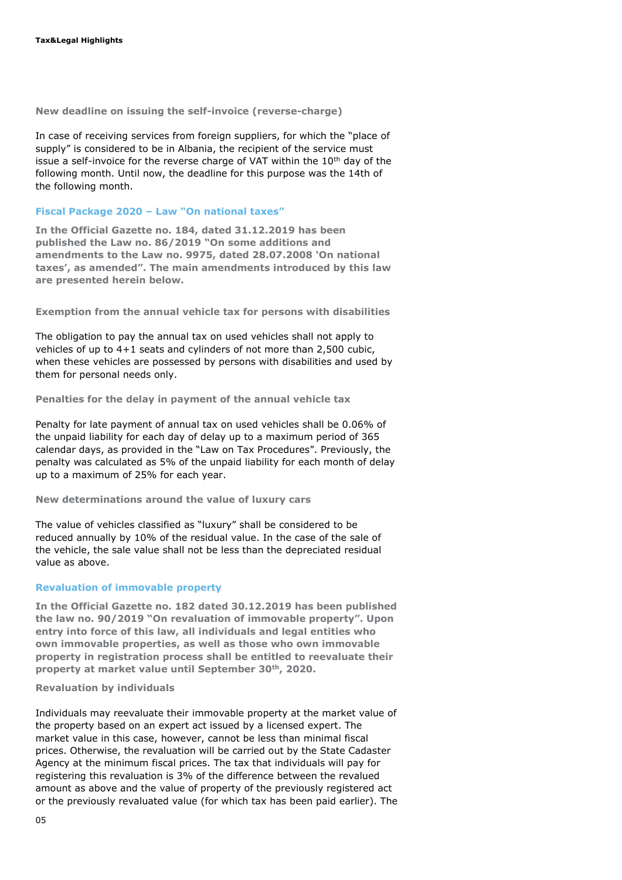### New deadline on issuing the self-invoice (reverse-charge)

In case of receiving services from foreign suppliers, for which the "place of supply" is considered to be in Albania, the recipient of the service must issue a self-invoice for the reverse charge of VAT within the 10th day of the following month. Until now, the deadline for this purpose was the 14th of the following month.

## Fiscal Package 2020 – Law "On national taxes"

**In the Official Gazette no. 184, dated 31.12.2019 has been published the Law no. 86/2019 "On some additions and amendments to the Law no. 9975, dated 28.07.2008 'On national taxes', as amended". The main amendments introduced by this law are presented herein below.**

### Exemption from the annual vehicle tax for persons with disabilities

The obligation to pay the annual tax on used vehicles shall not apply to vehicles of up to 4+1 seats and cylinders of not more than 2,500 cubic, when these vehicles are possessed by persons with disabilities and used by them for personal needs only.

### Penalties for the delay in payment of the annual vehicle tax

Penalty for late payment of annual tax on used vehicles shall be 0.06% of the unpaid liability for each day of delay up to a maximum period of 365 calendar days, as provided in the "Law on Tax Procedures". Previously, the penalty was calculated as 5% of the unpaid liability for each month of delay up to a maximum of 25% for each year.

### New determinations around the value of luxury cars

The value of vehicles classified as "luxury" shall be considered to be reduced annually by 10% of the residual value. In the case of the sale of the vehicle, the sale value shall not be less than the depreciated residual value as above.

## Revaluation of immovable property

**In the Official Gazette no. 182 dated 30.12.2019 has been published the law no. 90/2019 "On revaluation of immovable property". Upon entry into force of this law, all individuals and legal entities who own immovable properties, as well as those who own immovable property in registration process shall be entitled to reevaluate their property at market value until September 30th, 2020.**

### Revaluation by individuals

Individuals may reevaluate their immovable property at the market value of the property based on an expert act issued by a licensed expert. The market value in this case, however, cannot be less than minimal fiscal prices. Otherwise, the revaluation will be carried out by the State Cadaster Agency at the minimum fiscal prices. The tax that individuals will pay for registering this revaluation is 3% of the difference between the revalued amount as above and the value of property of the previously registered act or the previously revaluated value (for which tax has been paid earlier). The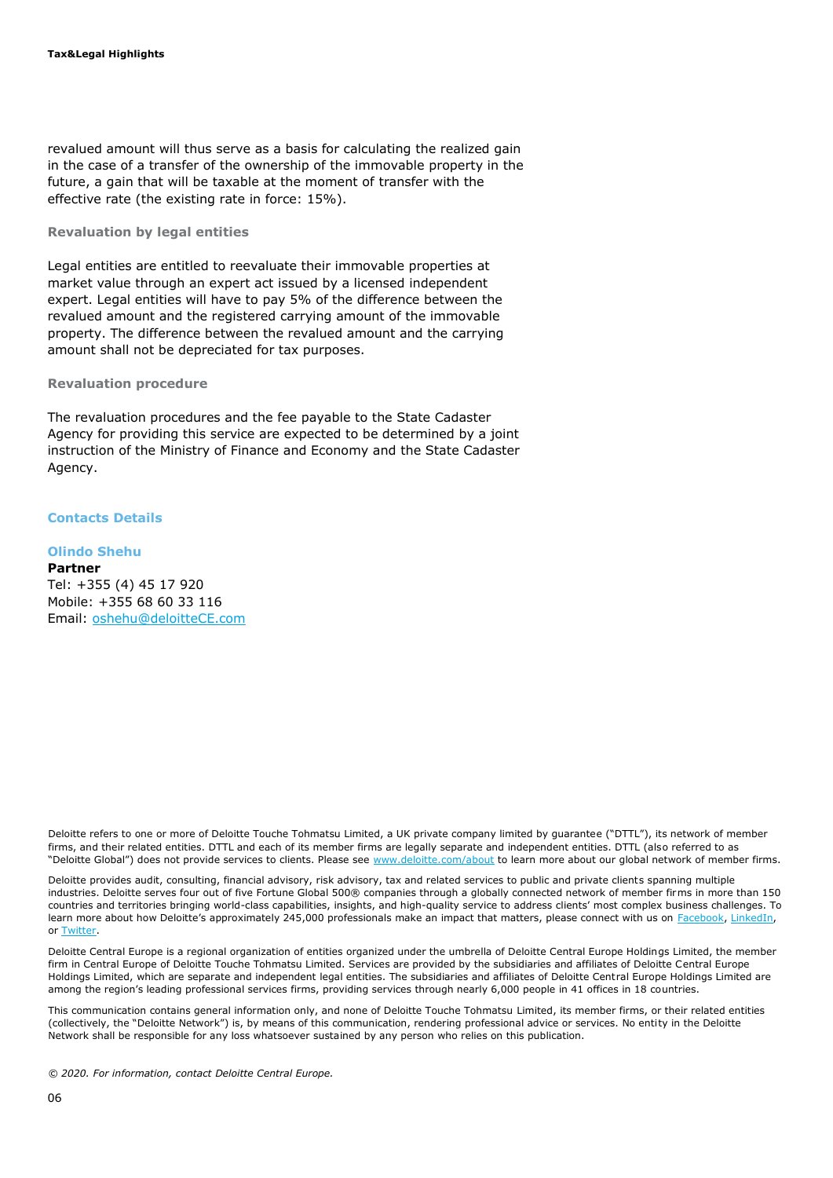revalued amount will thus serve as a basis for calculating the realized gain in the case of a transfer of the ownership of the immovable property in the future, a gain that will be taxable at the moment of transfer with the effective rate (the existing rate in force: 15%).

### Revaluation by legal entities

Legal entities are entitled to reevaluate their immovable properties at market value through an expert act issued by a licensed independent expert. Legal entities will have to pay 5% of the difference between the revalued amount and the registered carrying amount of the immovable property. The difference between the revalued amount and the carrying amount shall not be depreciated for tax purposes.

### Revaluation procedure

The revaluation procedures and the fee payable to the State Cadaster Agency for providing this service are expected to be determined by a joint instruction of the Ministry of Finance and Economy and the State Cadaster Agency.

## Contacts Details

**Olindo Shehu**
**Partner**
Tel: +355 (4) 45 17 920
Mobile: +355 68 60 33 116
Email: oshehu@deloitteCE.com

Deloitte refers to one or more of Deloitte Touche Tohmatsu Limited, a UK private company limited by guarantee ("DTTL"), its network of member firms, and their related entities. DTTL and each of its member firms are legally separate and independent entities. DTTL (also referred to as "Deloitte Global") does not provide services to clients. Please see www.deloitte.com/about to learn more about our global network of member firms.

Deloitte provides audit, consulting, financial advisory, risk advisory, tax and related services to public and private clients spanning multiple industries. Deloitte serves four out of five Fortune Global 500® companies through a globally connected network of member firms in more than 150 countries and territories bringing world-class capabilities, insights, and high-quality service to address clients' most complex business challenges. To learn more about how Deloitte's approximately 245,000 professionals make an impact that matters, please connect with us on Facebook, LinkedIn, or Twitter.

Deloitte Central Europe is a regional organization of entities organized under the umbrella of Deloitte Central Europe Holdings Limited, the member firm in Central Europe of Deloitte Touche Tohmatsu Limited. Services are provided by the subsidiaries and affiliates of Deloitte Central Europe Holdings Limited, which are separate and independent legal entities. The subsidiaries and affiliates of Deloitte Central Europe Holdings Limited are among the region's leading professional services firms, providing services through nearly 6,000 people in 41 offices in 18 countries.

This communication contains general information only, and none of Deloitte Touche Tohmatsu Limited, its member firms, or their related entities (collectively, the "Deloitte Network") is, by means of this communication, rendering professional advice or services. No entity in the Deloitte Network shall be responsible for any loss whatsoever sustained by any person who relies on this publication.

*© 2020. For information, contact Deloitte Central Europe.*